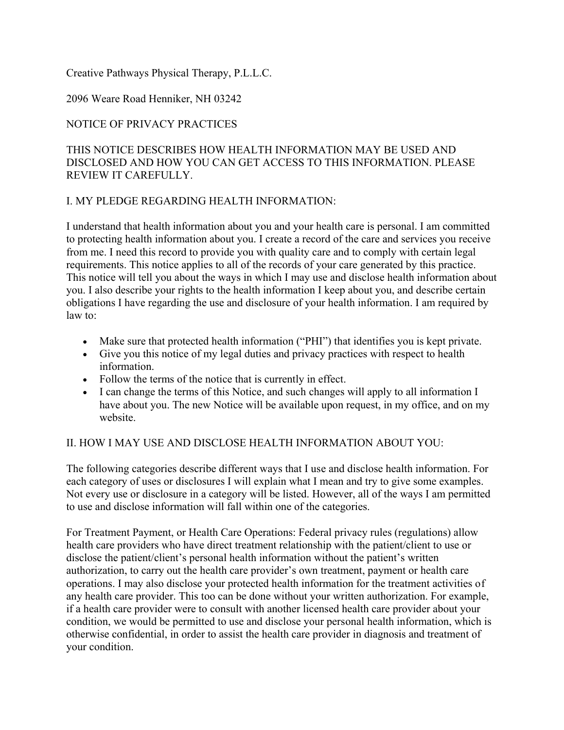Creative Pathways Physical Therapy, P.L.L.C.

2096 Weare Road Henniker, NH 03242

# NOTICE OF PRIVACY PRACTICES

THIS NOTICE DESCRIBES HOW HEALTH INFORMATION MAY BE USED AND DISCLOSED AND HOW YOU CAN GET ACCESS TO THIS INFORMATION. PLEASE REVIEW IT CAREFULLY.

## I. MY PLEDGE REGARDING HEALTH INFORMATION:

I understand that health information about you and your health care is personal. I am committed to protecting health information about you. I create a record of the care and services you receive from me. I need this record to provide you with quality care and to comply with certain legal requirements. This notice applies to all of the records of your care generated by this practice. This notice will tell you about the ways in which I may use and disclose health information about you. I also describe your rights to the health information I keep about you, and describe certain obligations I have regarding the use and disclosure of your health information. I am required by law to:

- Make sure that protected health information ("PHI") that identifies you is kept private.
- Give you this notice of my legal duties and privacy practices with respect to health information.
- Follow the terms of the notice that is currently in effect.
- I can change the terms of this Notice, and such changes will apply to all information I have about you. The new Notice will be available upon request, in my office, and on my website.

## II. HOW I MAY USE AND DISCLOSE HEALTH INFORMATION ABOUT YOU:

The following categories describe different ways that I use and disclose health information. For each category of uses or disclosures I will explain what I mean and try to give some examples. Not every use or disclosure in a category will be listed. However, all of the ways I am permitted to use and disclose information will fall within one of the categories.

For Treatment Payment, or Health Care Operations: Federal privacy rules (regulations) allow health care providers who have direct treatment relationship with the patient/client to use or disclose the patient/client's personal health information without the patient's written authorization, to carry out the health care provider's own treatment, payment or health care operations. I may also disclose your protected health information for the treatment activities of any health care provider. This too can be done without your written authorization. For example, if a health care provider were to consult with another licensed health care provider about your condition, we would be permitted to use and disclose your personal health information, which is otherwise confidential, in order to assist the health care provider in diagnosis and treatment of your condition.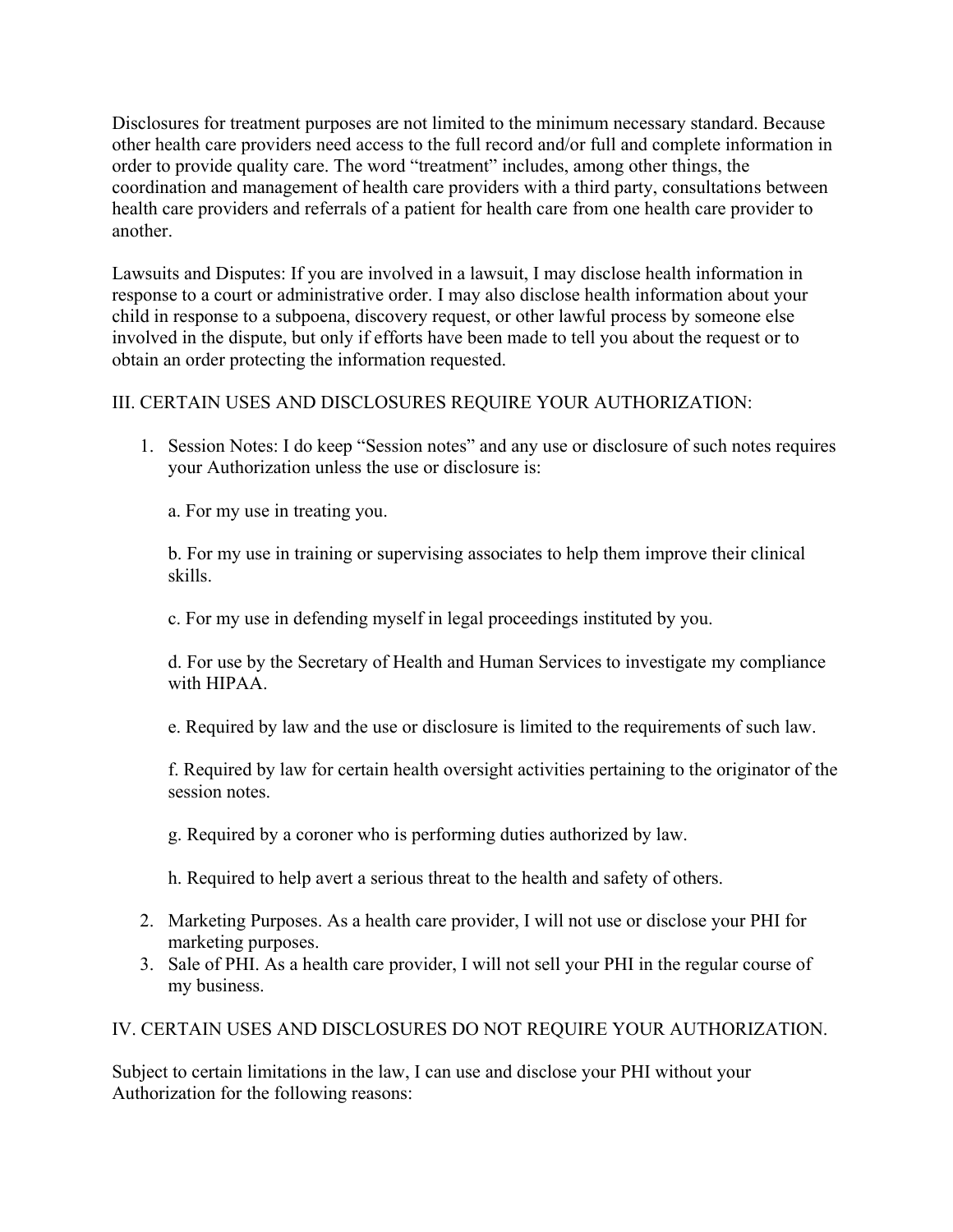Disclosures for treatment purposes are not limited to the minimum necessary standard. Because other health care providers need access to the full record and/or full and complete information in order to provide quality care. The word “treatment” includes, among other things, the coordination and management of health care providers with a third party, consultations between health care providers and referrals of a patient for health care from one health care provider to another.

Lawsuits and Disputes: If you are involved in a lawsuit, I may disclose health information in response to a court or administrative order. I may also disclose health information about your child in response to a subpoena, discovery request, or other lawful process by someone else involved in the dispute, but only if efforts have been made to tell you about the request or to obtain an order protecting the information requested.

## III. CERTAIN USES AND DISCLOSURES REQUIRE YOUR AUTHORIZATION:

1. Session Notes: I do keep “Session notes” and any use or disclosure of such notes requires your Authorization unless the use or disclosure is:

   a. For my use in treating you.

   b. For my use in training or supervising associates to help them improve their clinical skills.

   c. For my use in defending myself in legal proceedings instituted by you.

   d. For use by the Secretary of Health and Human Services to investigate my compliance with HIPAA.

   e. Required by law and the use or disclosure is limited to the requirements of such law.

   f. Required by law for certain health oversight activities pertaining to the originator of the session notes.

   g. Required by a coroner who is performing duties authorized by law.

   h. Required to help avert a serious threat to the health and safety of others.

2. Marketing Purposes. As a health care provider, I will not use or disclose your PHI for marketing purposes.
3. Sale of PHI. As a health care provider, I will not sell your PHI in the regular course of my business.

## IV. CERTAIN USES AND DISCLOSURES DO NOT REQUIRE YOUR AUTHORIZATION.

Subject to certain limitations in the law, I can use and disclose your PHI without your Authorization for the following reasons: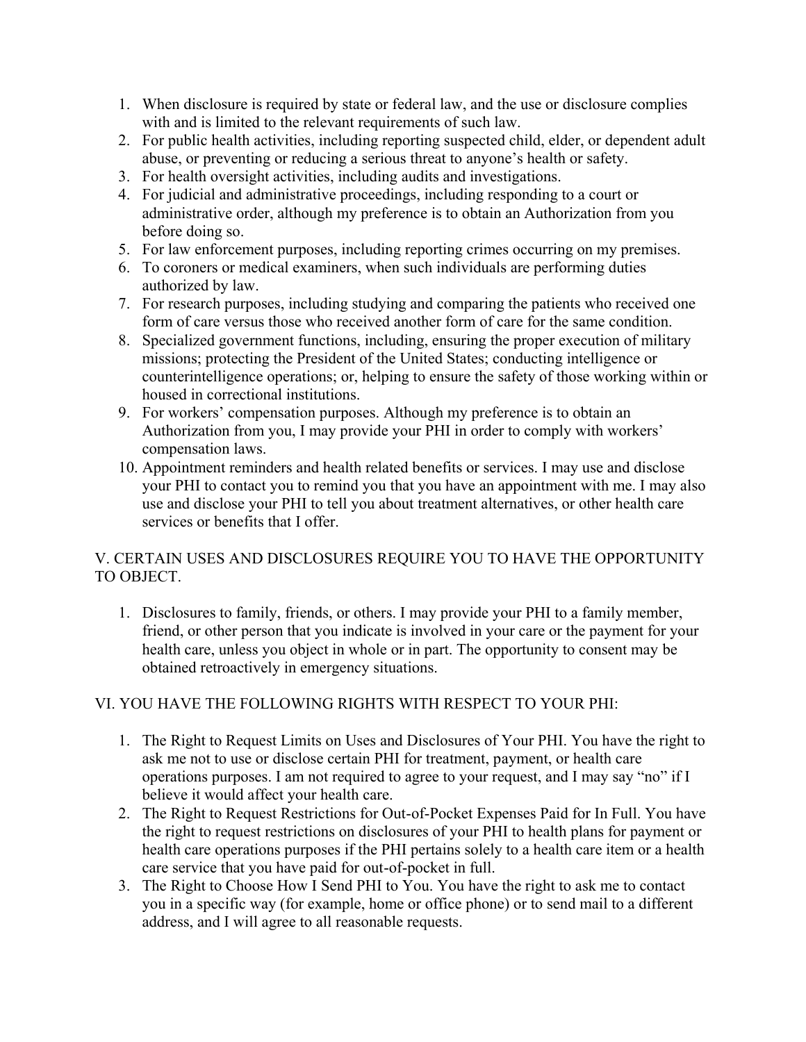1. When disclosure is required by state or federal law, and the use or disclosure complies with and is limited to the relevant requirements of such law.
2. For public health activities, including reporting suspected child, elder, or dependent adult abuse, or preventing or reducing a serious threat to anyone's health or safety.
3. For health oversight activities, including audits and investigations.
4. For judicial and administrative proceedings, including responding to a court or administrative order, although my preference is to obtain an Authorization from you before doing so.
5. For law enforcement purposes, including reporting crimes occurring on my premises.
6. To coroners or medical examiners, when such individuals are performing duties authorized by law.
7. For research purposes, including studying and comparing the patients who received one form of care versus those who received another form of care for the same condition.
8. Specialized government functions, including, ensuring the proper execution of military missions; protecting the President of the United States; conducting intelligence or counterintelligence operations; or, helping to ensure the safety of those working within or housed in correctional institutions.
9. For workers' compensation purposes. Although my preference is to obtain an Authorization from you, I may provide your PHI in order to comply with workers' compensation laws.
10. Appointment reminders and health related benefits or services. I may use and disclose your PHI to contact you to remind you that you have an appointment with me. I may also use and disclose your PHI to tell you about treatment alternatives, or other health care services or benefits that I offer.

## V. CERTAIN USES AND DISCLOSURES REQUIRE YOU TO HAVE THE OPPORTUNITY TO OBJECT.

1. Disclosures to family, friends, or others. I may provide your PHI to a family member, friend, or other person that you indicate is involved in your care or the payment for your health care, unless you object in whole or in part. The opportunity to consent may be obtained retroactively in emergency situations.

## VI. YOU HAVE THE FOLLOWING RIGHTS WITH RESPECT TO YOUR PHI:

1. The Right to Request Limits on Uses and Disclosures of Your PHI. You have the right to ask me not to use or disclose certain PHI for treatment, payment, or health care operations purposes. I am not required to agree to your request, and I may say "no" if I believe it would affect your health care.
2. The Right to Request Restrictions for Out-of-Pocket Expenses Paid for In Full. You have the right to request restrictions on disclosures of your PHI to health plans for payment or health care operations purposes if the PHI pertains solely to a health care item or a health care service that you have paid for out-of-pocket in full.
3. The Right to Choose How I Send PHI to You. You have the right to ask me to contact you in a specific way (for example, home or office phone) or to send mail to a different address, and I will agree to all reasonable requests.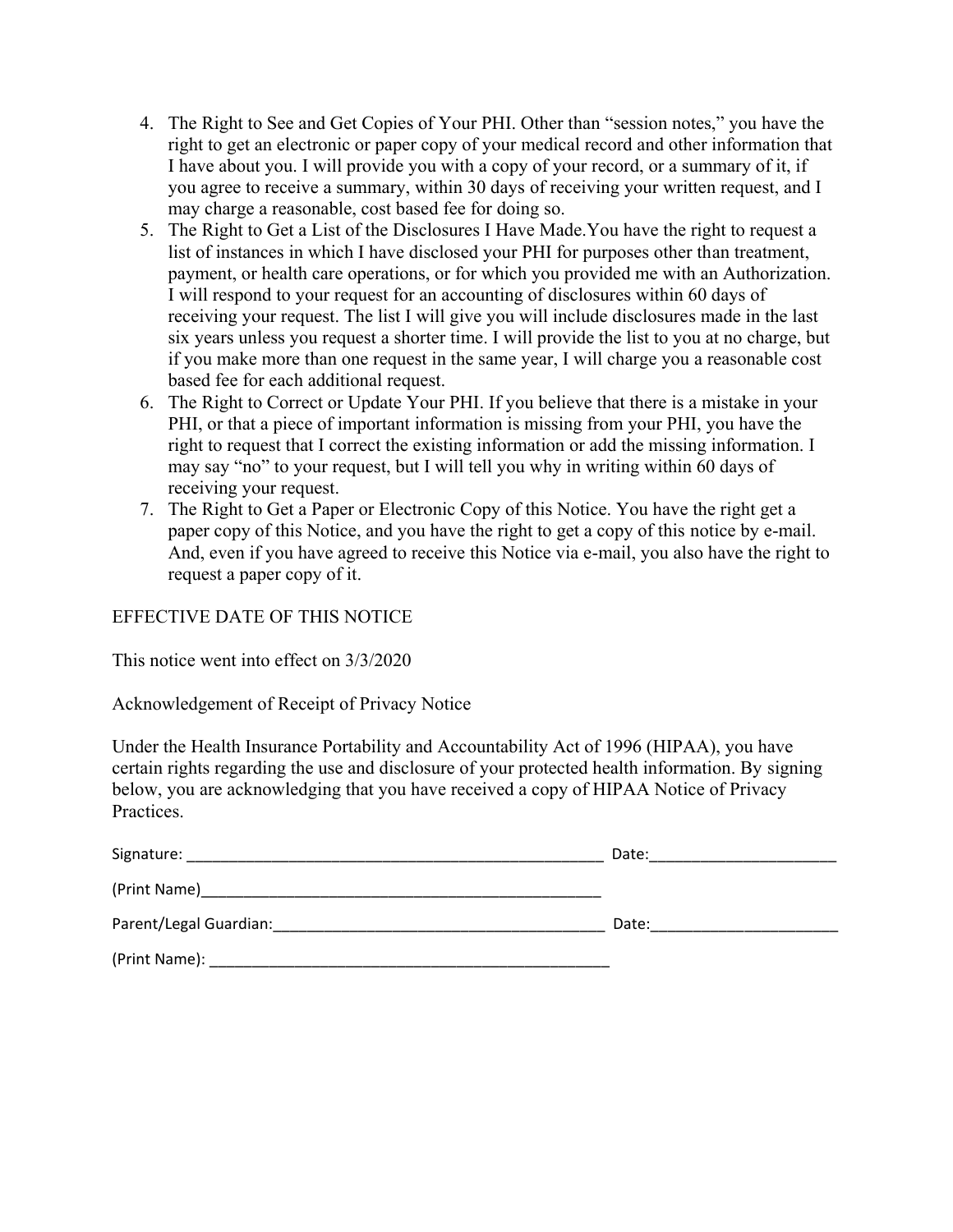4. The Right to See and Get Copies of Your PHI. Other than "session notes," you have the right to get an electronic or paper copy of your medical record and other information that I have about you. I will provide you with a copy of your record, or a summary of it, if you agree to receive a summary, within 30 days of receiving your written request, and I may charge a reasonable, cost based fee for doing so.
5. The Right to Get a List of the Disclosures I Have Made.You have the right to request a list of instances in which I have disclosed your PHI for purposes other than treatment, payment, or health care operations, or for which you provided me with an Authorization. I will respond to your request for an accounting of disclosures within 60 days of receiving your request. The list I will give you will include disclosures made in the last six years unless you request a shorter time. I will provide the list to you at no charge, but if you make more than one request in the same year, I will charge you a reasonable cost based fee for each additional request.
6. The Right to Correct or Update Your PHI. If you believe that there is a mistake in your PHI, or that a piece of important information is missing from your PHI, you have the right to request that I correct the existing information or add the missing information. I may say "no" to your request, but I will tell you why in writing within 60 days of receiving your request.
7. The Right to Get a Paper or Electronic Copy of this Notice. You have the right get a paper copy of this Notice, and you have the right to get a copy of this notice by e-mail. And, even if you have agreed to receive this Notice via e-mail, you also have the right to request a paper copy of it.

EFFECTIVE DATE OF THIS NOTICE

This notice went into effect on 3/3/2020

Acknowledgement of Receipt of Privacy Notice

Under the Health Insurance Portability and Accountability Act of 1996 (HIPAA), you have certain rights regarding the use and disclosure of your protected health information. By signing below, you are acknowledging that you have received a copy of HIPAA Notice of Privacy Practices.

Signature: ___________________________________________ Date:____________________

(Print Name)__________________________________________

Parent/Legal Guardian:__________________________________ Date:____________________

(Print Name): _________________________________________